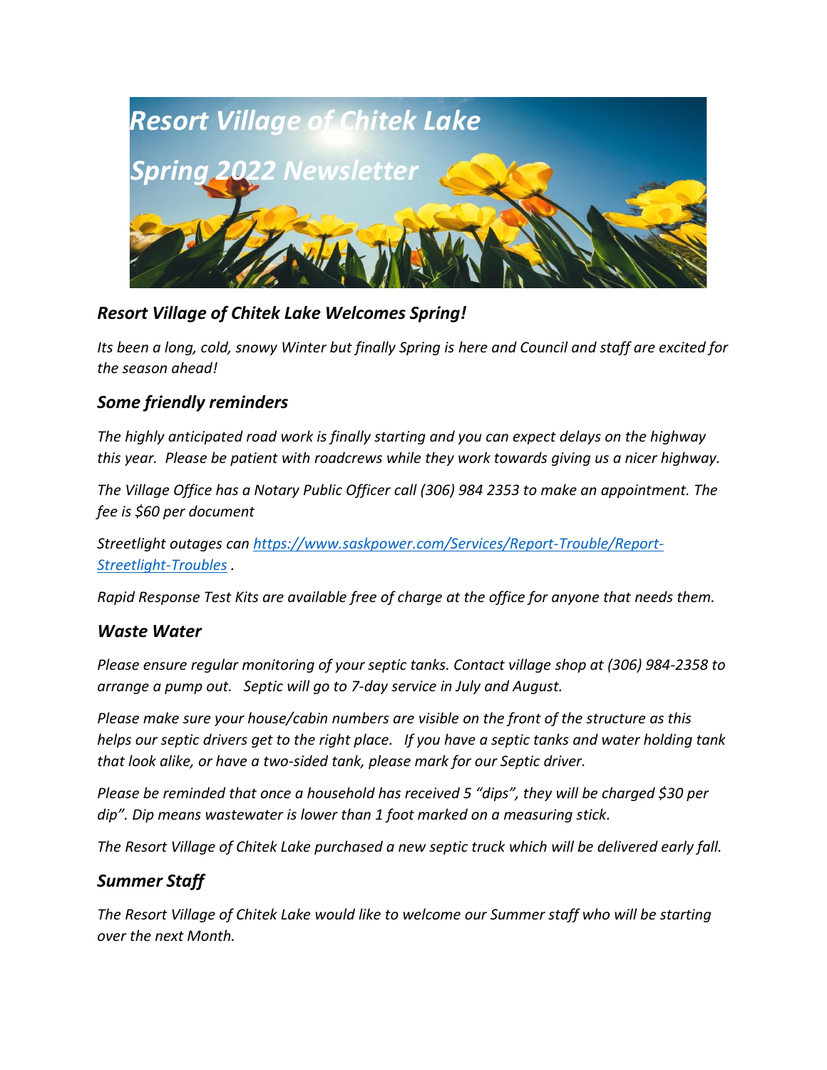// Resort Village of Chitek Lake

Spring 2022 Newsletter

## *Resort Village of Chitek Lake Welcomes Spring!*

*Its been a long, cold, snowy Winter but finally Spring is here and Council and staff are excited for the season ahead!*

## *Some friendly reminders*

*The highly anticipated road work is finally starting and you can expect delays on the highway this year. Please be patient with roadcrews while they work towards giving us a nicer highway.*

*The Village Office has a Notary Public Officer call (306) 984 2353 to make an appointment. The fee is $60 per document*

*Streetlight outages can [https://www.saskpower.com/Services/Report-Trouble/Report-Streetlight-Troubles](https://www.saskpower.com/Services/Report-Trouble/Report-Streetlight-Troubles) .*

*Rapid Response Test Kits are available free of charge at the office for anyone that needs them.*

## *Waste Water*

*Please ensure regular monitoring of your septic tanks. Contact village shop at (306) 984-2358 to arrange a pump out. Septic will go to 7-day service in July and August.*

*Please make sure your house/cabin numbers are visible on the front of the structure as this helps our septic drivers get to the right place. If you have a septic tanks and water holding tank that look alike, or have a two-sided tank, please mark for our Septic driver.*

*Please be reminded that once a household has received 5 "dips", they will be charged $30 per dip". Dip means wastewater is lower than 1 foot marked on a measuring stick.*

*The Resort Village of Chitek Lake purchased a new septic truck which will be delivered early fall.*

## *Summer Staff*

*The Resort Village of Chitek Lake would like to welcome our Summer staff who will be starting over the next Month.*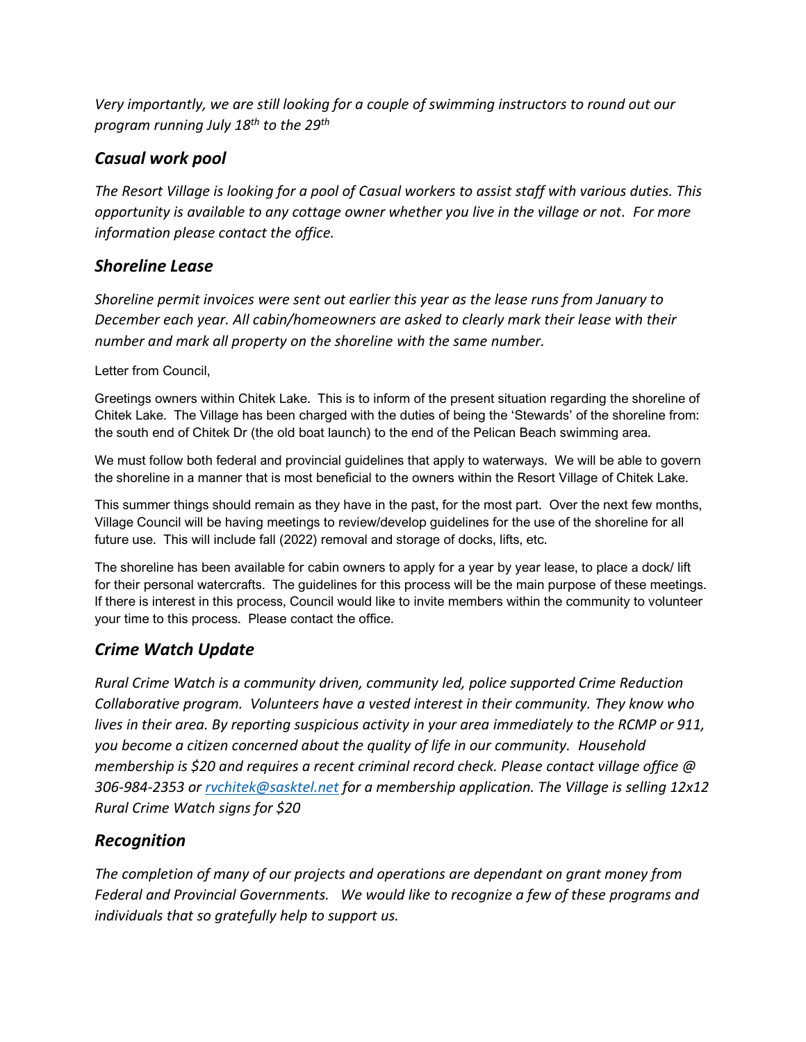*Very importantly, we are still looking for a couple of swimming instructors to round out our program running July 18th to the 29th*

## *Casual work pool*

*The Resort Village is looking for a pool of Casual workers to assist staff with various duties. This opportunity is available to any cottage owner whether you live in the village or not. For more information please contact the office.*

## *Shoreline Lease*

*Shoreline permit invoices were sent out earlier this year as the lease runs from January to December each year. All cabin/homeowners are asked to clearly mark their lease with their number and mark all property on the shoreline with the same number.*

Letter from Council,

Greetings owners within Chitek Lake. This is to inform of the present situation regarding the shoreline of Chitek Lake. The Village has been charged with the duties of being the 'Stewards' of the shoreline from: the south end of Chitek Dr (the old boat launch) to the end of the Pelican Beach swimming area.

We must follow both federal and provincial guidelines that apply to waterways. We will be able to govern the shoreline in a manner that is most beneficial to the owners within the Resort Village of Chitek Lake.

This summer things should remain as they have in the past, for the most part. Over the next few months, Village Council will be having meetings to review/develop guidelines for the use of the shoreline for all future use. This will include fall (2022) removal and storage of docks, lifts, etc.

The shoreline has been available for cabin owners to apply for a year by year lease, to place a dock/ lift for their personal watercrafts. The guidelines for this process will be the main purpose of these meetings. If there is interest in this process, Council would like to invite members within the community to volunteer your time to this process. Please contact the office.

## *Crime Watch Update*

*Rural Crime Watch is a community driven, community led, police supported Crime Reduction Collaborative program. Volunteers have a vested interest in their community. They know who lives in their area. By reporting suspicious activity in your area immediately to the RCMP or 911, you become a citizen concerned about the quality of life in our community. Household membership is $20 and requires a recent criminal record check. Please contact village office @ 306-984-2353 or rvchitek@sasktel.net for a membership application. The Village is selling 12x12 Rural Crime Watch signs for $20*

## *Recognition*

*The completion of many of our projects and operations are dependant on grant money from Federal and Provincial Governments. We would like to recognize a few of these programs and individuals that so gratefully help to support us.*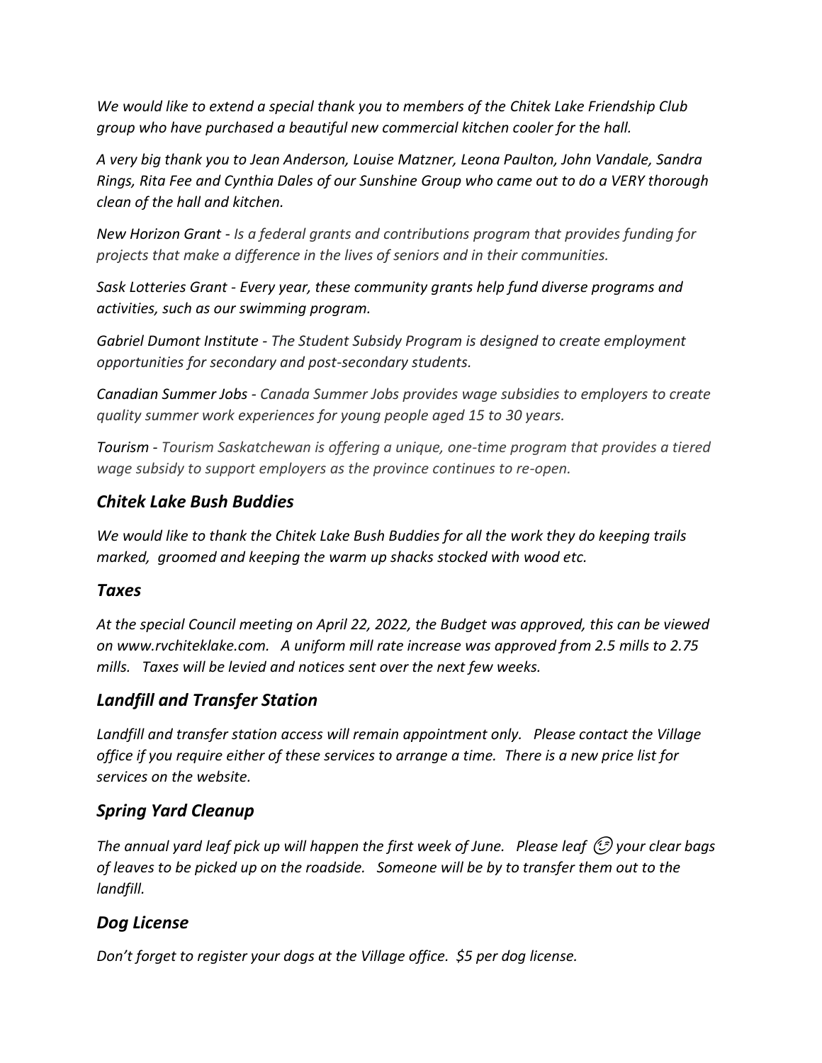*We would like to extend a special thank you to members of the Chitek Lake Friendship Club group who have purchased a beautiful new commercial kitchen cooler for the hall.*

*A very big thank you to Jean Anderson, Louise Matzner, Leona Paulton, John Vandale, Sandra Rings, Rita Fee and Cynthia Dales of our Sunshine Group who came out to do a VERY thorough clean of the hall and kitchen.*

*New Horizon Grant - Is a federal grants and contributions program that provides funding for projects that make a difference in the lives of seniors and in their communities.*

*Sask Lotteries Grant - Every year, these community grants help fund diverse programs and activities, such as our swimming program.*

*Gabriel Dumont Institute - The Student Subsidy Program is designed to create employment opportunities for secondary and post-secondary students.*

*Canadian Summer Jobs - Canada Summer Jobs provides wage subsidies to employers to create quality summer work experiences for young people aged 15 to 30 years.*

*Tourism - Tourism Saskatchewan is offering a unique, one-time program that provides a tiered wage subsidy to support employers as the province continues to re-open.*

## *Chitek Lake Bush Buddies*

*We would like to thank the Chitek Lake Bush Buddies for all the work they do keeping trails marked, groomed and keeping the warm up shacks stocked with wood etc.*

## *Taxes*

*At the special Council meeting on April 22, 2022, the Budget was approved, this can be viewed on www.rvchiteklake.com. A uniform mill rate increase was approved from 2.5 mills to 2.75 mills. Taxes will be levied and notices sent over the next few weeks.*

## *Landfill and Transfer Station*

*Landfill and transfer station access will remain appointment only. Please contact the Village office if you require either of these services to arrange a time. There is a new price list for services on the website.*

## *Spring Yard Cleanup*

*The annual yard leaf pick up will happen the first week of June. Please leaf 😉 your clear bags of leaves to be picked up on the roadside. Someone will be by to transfer them out to the landfill.*

## *Dog License*

*Don't forget to register your dogs at the Village office. $5 per dog license.*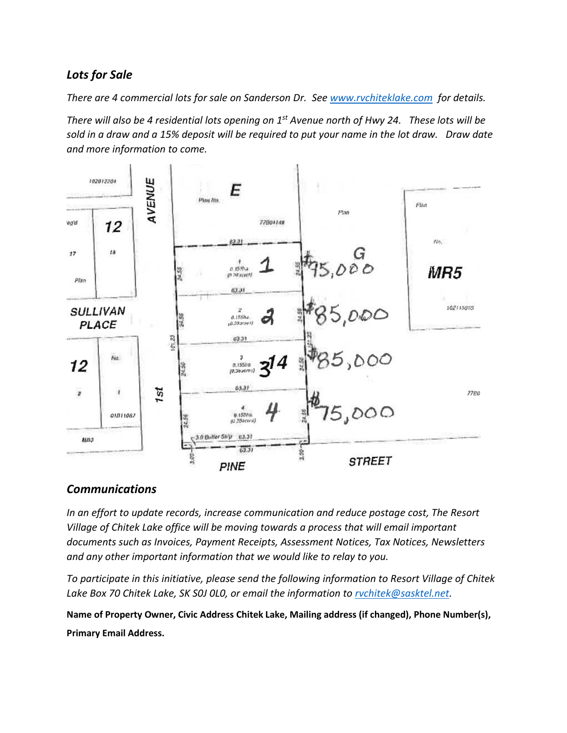## *Lots for Sale*

*There are 4 commercial lots for sale on Sanderson Dr. See [www.rvchiteklake.com](www.rvchiteklake.com) for details.*

*There will also be 4 residential lots opening on 1st Avenue north of Hwy 24. These lots will be sold in a draw and a 15% deposit will be required to put your name in the lot draw. Draw date and more information to come.*

E

G

MR5

1st AVENUE

SULLIVAN PLACE

PINE STREET

1 $95,000

2 $85,000

3 $85,000

4 $75,000

## *Communications*

*In an effort to update records, increase communication and reduce postage cost, The Resort Village of Chitek Lake office will be moving towards a process that will email important documents such as Invoices, Payment Receipts, Assessment Notices, Tax Notices, Newsletters and any other important information that we would like to relay to you.*

*To participate in this initiative, please send the following information to Resort Village of Chitek Lake Box 70 Chitek Lake, SK S0J 0L0, or email the information to [rvchitek@sasktel.net](mailto:rvchitek@sasktel.net).*

**Name of Property Owner, Civic Address Chitek Lake, Mailing address (if changed), Phone Number(s), Primary Email Address.**